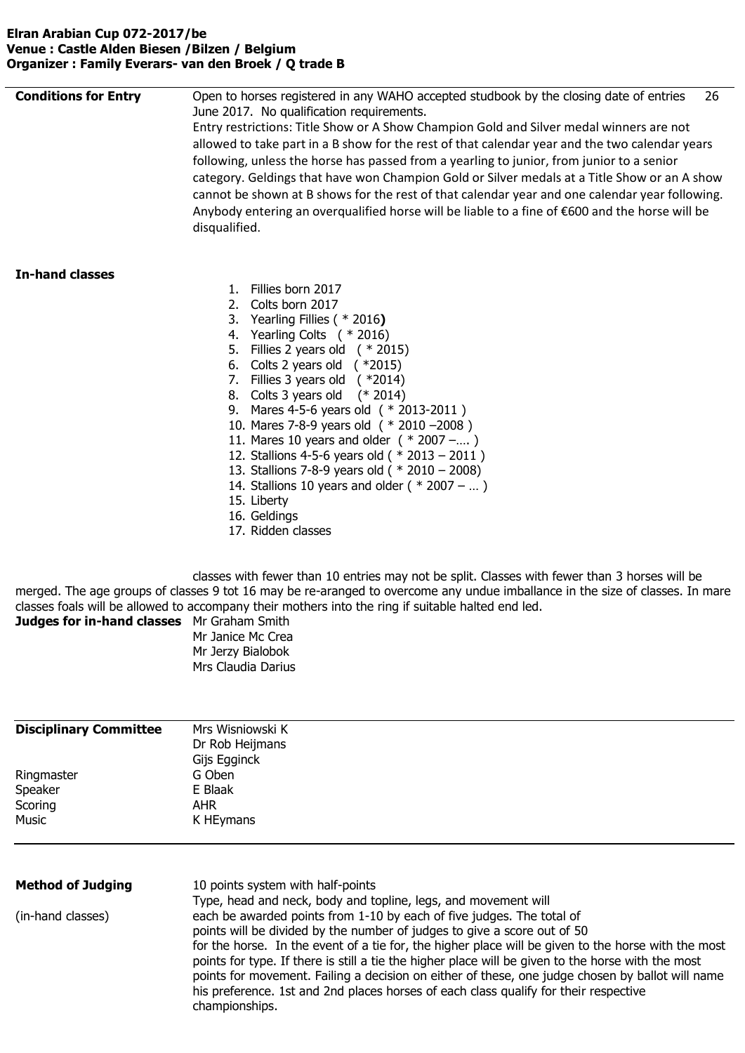**Elran Arabian Cup 072-2017/be**
**Venue : Castle Alden Biesen /Bilzen / Belgium**
**Organizer : Family Everars- van den Broek / Q trade B**

**Conditions for Entry**

Open to horses registered in any WAHO accepted studbook by the closing date of entries 26 June 2017. No qualification requirements.

Entry restrictions: Title Show or A Show Champion Gold and Silver medal winners are not allowed to take part in a B show for the rest of that calendar year and the two calendar years following, unless the horse has passed from a yearling to junior, from junior to a senior category. Geldings that have won Champion Gold or Silver medals at a Title Show or an A show cannot be shown at B shows for the rest of that calendar year and one calendar year following. Anybody entering an overqualified horse will be liable to a fine of €600 and the horse will be disqualified.

**In-hand classes**

1. Fillies born 2017
2. Colts born 2017
3. Yearling Fillies ( * 2016**)**
4. Yearling Colts ( * 2016)
5. Fillies 2 years old ( * 2015)
6. Colts 2 years old ( *2015)
7. Fillies 3 years old ( *2014)
8. Colts 3 years old (* 2014)
9. Mares 4-5-6 years old ( * 2013-2011 )
10. Mares 7-8-9 years old ( * 2010 –2008 )
11. Mares 10 years and older ( * 2007 –…. )
12. Stallions 4-5-6 years old ( * 2013 – 2011 )
13. Stallions 7-8-9 years old ( * 2010 – 2008)
14. Stallions 10 years and older ( * 2007 – … )
15. Liberty
16. Geldings
17. Ridden classes

classes with fewer than 10 entries may not be split. Classes with fewer than 3 horses will be merged. The age groups of classes 9 tot 16 may be re-aranged to overcome any undue imballance in the size of classes. In mare classes foals will be allowed to accompany their mothers into the ring if suitable halted end led.

**Judges for in-hand classes**
Mr Graham Smith
Mr Janice Mc Crea
Mr Jerzy Bialobok
Mrs Claudia Darius

**Disciplinary Committee**
Mrs Wisniowski K
Dr Rob Heijmans
Gijs Egginck

Ringmaster: G Oben
Speaker: E Blaak
Scoring: AHR
Music: K HEymans

**Method of Judging**
(in-hand classes)

10 points system with half-points

Type, head and neck, body and topline, legs, and movement will each be awarded points from 1-10 by each of five judges. The total of points will be divided by the number of judges to give a score out of 50 for the horse. In the event of a tie for, the higher place will be given to the horse with the most points for type. If there is still a tie the higher place will be given to the horse with the most points for movement. Failing a decision on either of these, one judge chosen by ballot will name his preference. 1st and 2nd places horses of each class qualify for their respective championships.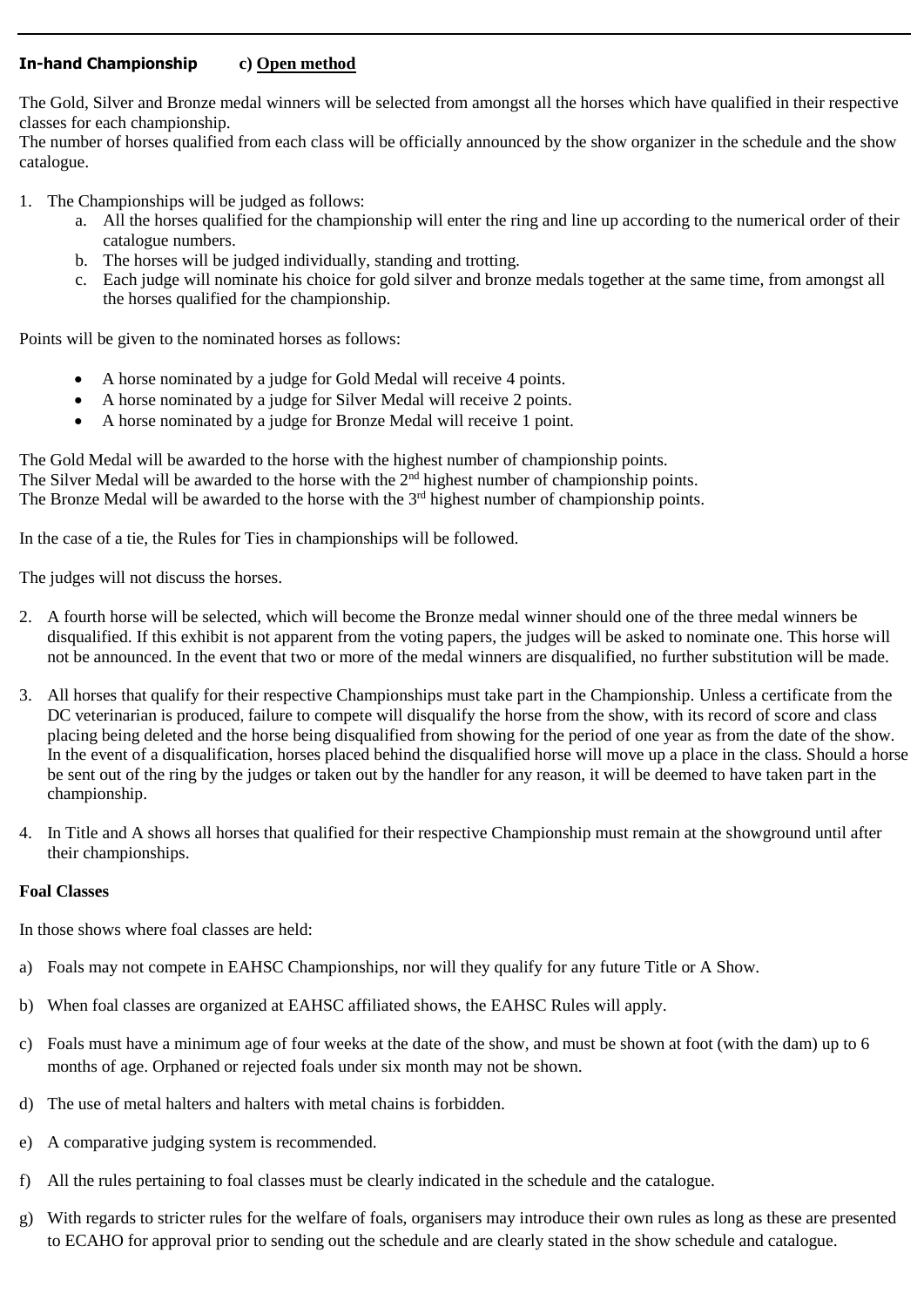**In-hand Championship** **c) Open method**

The Gold, Silver and Bronze medal winners will be selected from amongst all the horses which have qualified in their respective classes for each championship.
The number of horses qualified from each class will be officially announced by the show organizer in the schedule and the show catalogue.

1. The Championships will be judged as follows:
    a. All the horses qualified for the championship will enter the ring and line up according to the numerical order of their catalogue numbers.
    b. The horses will be judged individually, standing and trotting.
    c. Each judge will nominate his choice for gold silver and bronze medals together at the same time, from amongst all the horses qualified for the championship.

Points will be given to the nominated horses as follows:

- A horse nominated by a judge for Gold Medal will receive 4 points.
- A horse nominated by a judge for Silver Medal will receive 2 points.
- A horse nominated by a judge for Bronze Medal will receive 1 point.

The Gold Medal will be awarded to the horse with the highest number of championship points.
The Silver Medal will be awarded to the horse with the 2nd highest number of championship points.
The Bronze Medal will be awarded to the horse with the 3rd highest number of championship points.

In the case of a tie, the Rules for Ties in championships will be followed.

The judges will not discuss the horses.

2. A fourth horse will be selected, which will become the Bronze medal winner should one of the three medal winners be disqualified. If this exhibit is not apparent from the voting papers, the judges will be asked to nominate one. This horse will not be announced. In the event that two or more of the medal winners are disqualified, no further substitution will be made.

3. All horses that qualify for their respective Championships must take part in the Championship. Unless a certificate from the DC veterinarian is produced, failure to compete will disqualify the horse from the show, with its record of score and class placing being deleted and the horse being disqualified from showing for the period of one year as from the date of the show. In the event of a disqualification, horses placed behind the disqualified horse will move up a place in the class. Should a horse be sent out of the ring by the judges or taken out by the handler for any reason, it will be deemed to have taken part in the championship.

4. In Title and A shows all horses that qualified for their respective Championship must remain at the showground until after their championships.

**Foal Classes**

In those shows where foal classes are held:

a) Foals may not compete in EAHSC Championships, nor will they qualify for any future Title or A Show.

b) When foal classes are organized at EAHSC affiliated shows, the EAHSC Rules will apply.

c) Foals must have a minimum age of four weeks at the date of the show, and must be shown at foot (with the dam) up to 6 months of age. Orphaned or rejected foals under six month may not be shown.

d) The use of metal halters and halters with metal chains is forbidden.

e) A comparative judging system is recommended.

f) All the rules pertaining to foal classes must be clearly indicated in the schedule and the catalogue.

g) With regards to stricter rules for the welfare of foals, organisers may introduce their own rules as long as these are presented to ECAHO for approval prior to sending out the schedule and are clearly stated in the show schedule and catalogue.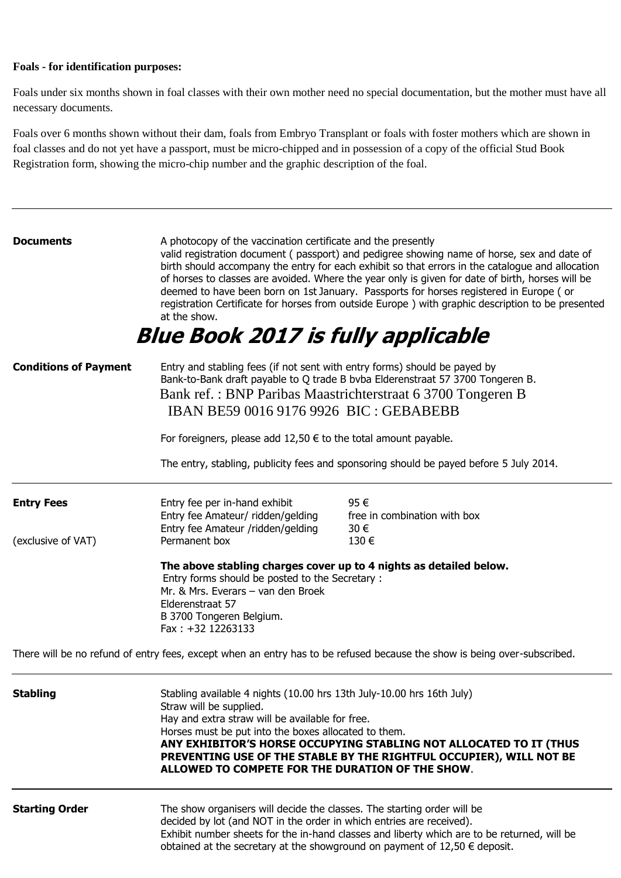**Foals - for identification purposes:**

Foals under six months shown in foal classes with their own mother need no special documentation, but the mother must have all necessary documents.

Foals over 6 months shown without their dam, foals from Embryo Transplant or foals with foster mothers which are shown in foal classes and do not yet have a passport, must be micro-chipped and in possession of a copy of the official Stud Book Registration form, showing the micro-chip number and the graphic description of the foal.

---

**Documents**

A photocopy of the vaccination certificate and the presently valid registration document ( passport) and pedigree showing name of horse, sex and date of birth should accompany the entry for each exhibit so that errors in the catalogue and allocation of horses to classes are avoided. Where the year only is given for date of birth, horses will be deemed to have been born on 1st January. Passports for horses registered in Europe ( or registration Certificate for horses from outside Europe ) with graphic description to be presented at the show.

## *Blue Book 2017 is fully applicable*

**Conditions of Payment**

Entry and stabling fees (if not sent with entry forms) should be payed by Bank-to-Bank draft payable to Q trade B bvba Elderenstraat 57 3700 Tongeren B.
Bank ref. : BNP Paribas Maastrichterstraat 6 3700 Tongeren B
IBAN BE59 0016 9176 9926 BIC : GEBABEBB

For foreigners, please add 12,50 € to the total amount payable.

The entry, stabling, publicity fees and sponsoring should be payed before 5 July 2014.

---

**Entry Fees**

(exclusive of VAT)

| | |
|---|---|
| Entry fee per in-hand exhibit | 95 € |
| Entry fee Amateur/ ridden/gelding | free in combination with box |
| Entry fee Amateur /ridden/gelding | 30 € |
| Permanent box | 130 € |

**The above stabling charges cover up to 4 nights as detailed below.**

Entry forms should be posted to the Secretary :
Mr. & Mrs. Everars – van den Broek
Elderenstraat 57
B 3700 Tongeren Belgium.
Fax : +32 12263133

There will be no refund of entry fees, except when an entry has to be refused because the show is being over-subscribed.

---

**Stabling**

Stabling available 4 nights (10.00 hrs 13th July-10.00 hrs 16th July)
Straw will be supplied.
Hay and extra straw will be available for free.
Horses must be put into the boxes allocated to them.
**ANY EXHIBITOR'S HORSE OCCUPYING STABLING NOT ALLOCATED TO IT (THUS PREVENTING USE OF THE STABLE BY THE RIGHTFUL OCCUPIER), WILL NOT BE ALLOWED TO COMPETE FOR THE DURATION OF THE SHOW**.

---

**Starting Order**

The show organisers will decide the classes. The starting order will be decided by lot (and NOT in the order in which entries are received).
Exhibit number sheets for the in-hand classes and liberty which are to be returned, will be obtained at the secretary at the showground on payment of 12,50 € deposit.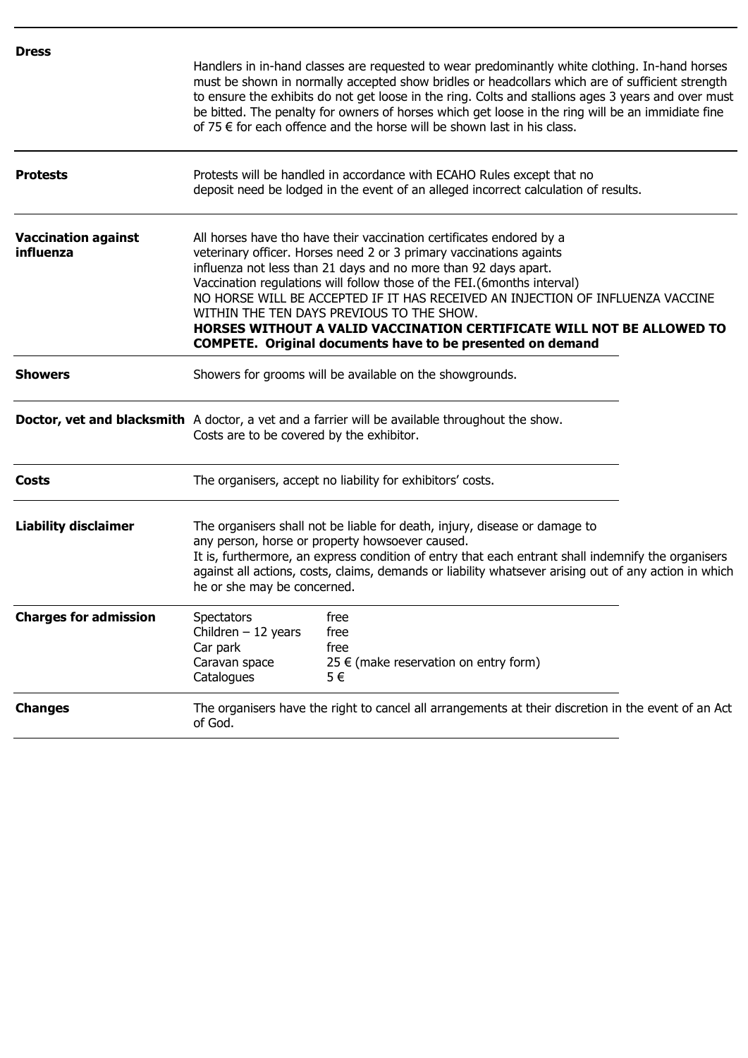**Dress**

Handlers in in-hand classes are requested to wear predominantly white clothing. In-hand horses must be shown in normally accepted show bridles or headcollars which are of sufficient strength to ensure the exhibits do not get loose in the ring. Colts and stallions ages 3 years and over must be bitted. The penalty for owners of horses which get loose in the ring will be an immidiate fine of 75 € for each offence and the horse will be shown last in his class.

**Protests**

Protests will be handled in accordance with ECAHO Rules except that no deposit need be lodged in the event of an alleged incorrect calculation of results.

**Vaccination against influenza**

All horses have tho have their vaccination certificates endored by a veterinary officer. Horses need 2 or 3 primary vaccinations againts influenza not less than 21 days and no more than 92 days apart.
Vaccination regulations will follow those of the FEI.(6months interval)
NO HORSE WILL BE ACCEPTED IF IT HAS RECEIVED AN INJECTION OF INFLUENZA VACCINE WITHIN THE TEN DAYS PREVIOUS TO THE SHOW.
**HORSES WITHOUT A VALID VACCINATION CERTIFICATE WILL NOT BE ALLOWED TO COMPETE. Original documents have to be presented on demand**

**Showers**

Showers for grooms will be available on the showgrounds.

**Doctor, vet and blacksmith**

A doctor, a vet and a farrier will be available throughout the show.
Costs are to be covered by the exhibitor.

**Costs**

The organisers, accept no liability for exhibitors' costs.

**Liability disclaimer**

The organisers shall not be liable for death, injury, disease or damage to any person, horse or property howsoever caused.
It is, furthermore, an express condition of entry that each entrant shall indemnify the organisers against all actions, costs, claims, demands or liability whatsever arising out of any action in which he or she may be concerned.

**Charges for admission**

| | |
|---|---|
| Spectators | free |
| Children – 12 years | free |
| Car park | free |
| Caravan space | 25 € (make reservation on entry form) |
| Catalogues | 5 € |

**Changes**

The organisers have the right to cancel all arrangements at their discretion in the event of an Act of God.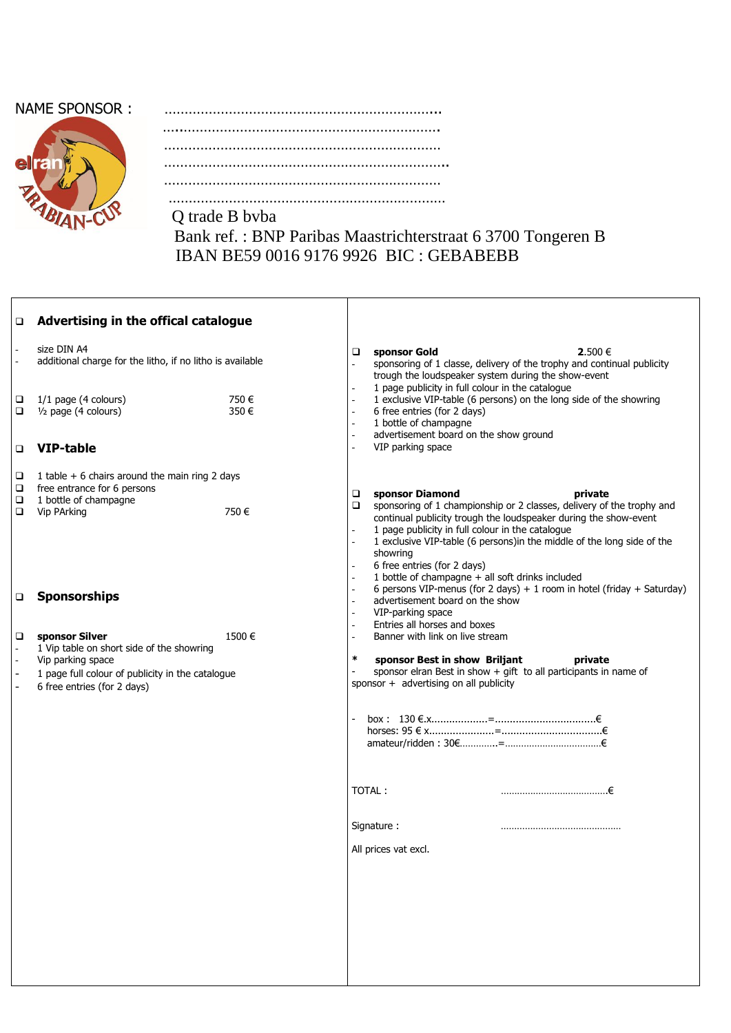NAME SPONSOR : …………………………………………………………..

……………………………………………………………………

……………………………………………………………………

……………………………………………………………………..

……………………………………………………………………

……………………………………………………………………

Q trade B bvba

Bank ref. : BNP Paribas Maastrichterstraat 6 3700 Tongeren B

IBAN BE59 0016 9176 9926 BIC : GEBABEBB

## ❑ Advertising in the offical catalogue

- size DIN A4
- additional charge for the litho, if no litho is available

❑ 1/1 page (4 colours) 750 €

❑ ½ page (4 colours) 350 €

## ❑ VIP-table

❑ 1 table + 6 chairs around the main ring 2 days

❑ free entrance for 6 persons

❑ 1 bottle of champagne

❑ Vip PArking 750 €

## ❑ Sponsorships

❑ **sponsor Silver** 1500 €

- 1 Vip table on short side of the showring
- Vip parking space
- 1 page full colour of publicity in the catalogue
- 6 free entries (for 2 days)

❑ **sponsor Gold** **2**.500 €

- sponsoring of 1 classe, delivery of the trophy and continual publicity trough the loudspeaker system during the show-event
- 1 page publicity in full colour in the catalogue
- 1 exclusive VIP-table (6 persons) on the long side of the showring
- 6 free entries (for 2 days)
- 1 bottle of champagne
- advertisement board on the show ground
- VIP parking space

❑ **sponsor Diamond** **private**

❑ sponsoring of 1 championship or 2 classes, delivery of the trophy and continual publicity trough the loudspeaker during the show-event

- 1 page publicity in full colour in the catalogue
- 1 exclusive VIP-table (6 persons)in the middle of the long side of the showring
- 6 free entries (for 2 days)
- 1 bottle of champagne + all soft drinks included
- 6 persons VIP-menus (for 2 days) + 1 room in hotel (friday + Saturday)
- advertisement board on the show
- VIP-parking space
- Entries all horses and boxes
- Banner with link on live stream

\* **sponsor Best in show Briljant** **private**

- sponsor elran Best in show + gift to all participants in name of sponsor + advertising on all publicity

- box : 130 €.x……………….=…………………………….€
  horses: 95 € x…………………=…………………………….€
  amateur/ridden : 30€…………..=……………………………..€

TOTAL : …………………………………€

Signature : ………………………………………

All prices vat excl.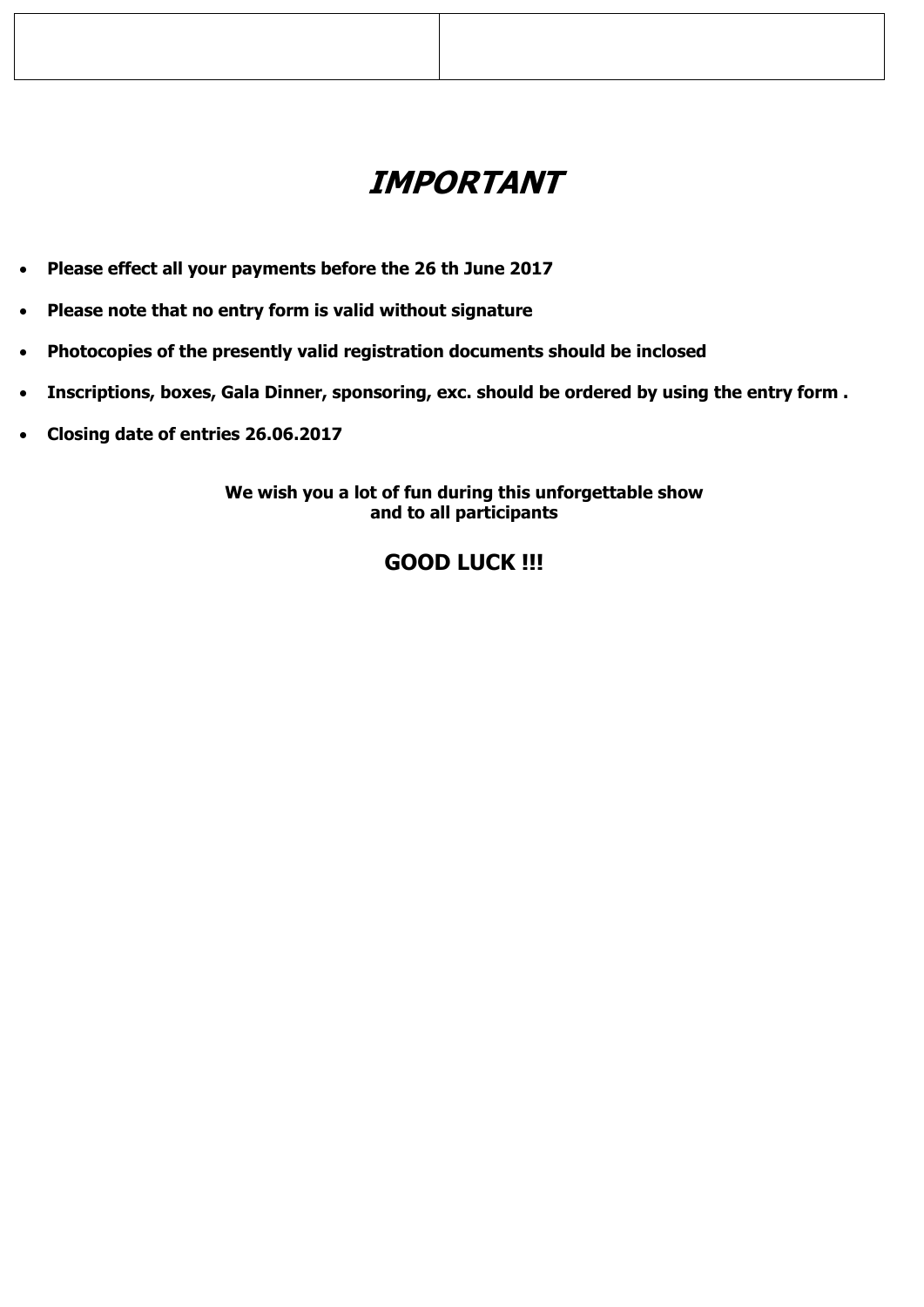| | |
|---|---|
| | |

# *IMPORTANT*

- **Please effect all your payments before the 26 th June 2017**
- **Please note that no entry form is valid without signature**
- **Photocopies of the presently valid registration documents should be inclosed**
- **Inscriptions, boxes, Gala Dinner, sponsoring, exc. should be ordered by using the entry form .**
- **Closing date of entries 26.06.2017**

**We wish you a lot of fun during this unforgettable show and to all participants**

## GOOD LUCK !!!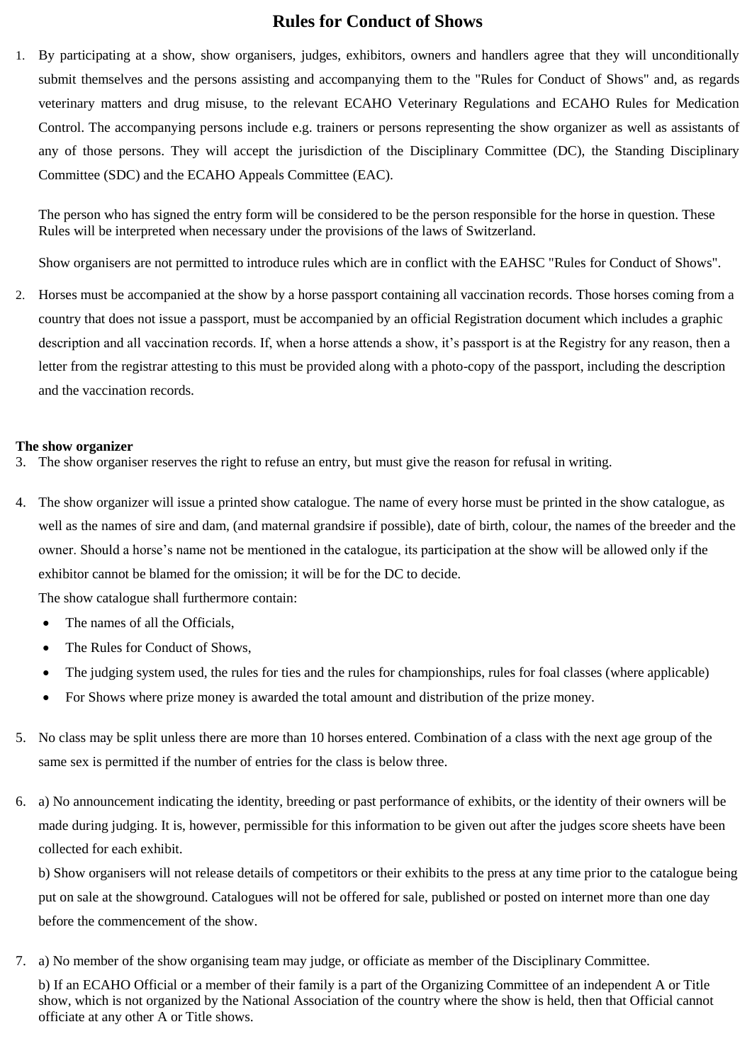# Rules for Conduct of Shows

1. By participating at a show, show organisers, judges, exhibitors, owners and handlers agree that they will unconditionally submit themselves and the persons assisting and accompanying them to the "Rules for Conduct of Shows" and, as regards veterinary matters and drug misuse, to the relevant ECAHO Veterinary Regulations and ECAHO Rules for Medication Control. The accompanying persons include e.g. trainers or persons representing the show organizer as well as assistants of any of those persons. They will accept the jurisdiction of the Disciplinary Committee (DC), the Standing Disciplinary Committee (SDC) and the ECAHO Appeals Committee (EAC).

   The person who has signed the entry form will be considered to be the person responsible for the horse in question. These Rules will be interpreted when necessary under the provisions of the laws of Switzerland.

   Show organisers are not permitted to introduce rules which are in conflict with the EAHSC "Rules for Conduct of Shows".

2. Horses must be accompanied at the show by a horse passport containing all vaccination records. Those horses coming from a country that does not issue a passport, must be accompanied by an official Registration document which includes a graphic description and all vaccination records. If, when a horse attends a show, it's passport is at the Registry for any reason, then a letter from the registrar attesting to this must be provided along with a photo-copy of the passport, including the description and the vaccination records.

**The show organizer**

3. The show organiser reserves the right to refuse an entry, but must give the reason for refusal in writing.

4. The show organizer will issue a printed show catalogue. The name of every horse must be printed in the show catalogue, as well as the names of sire and dam, (and maternal grandsire if possible), date of birth, colour, the names of the breeder and the owner. Should a horse's name not be mentioned in the catalogue, its participation at the show will be allowed only if the exhibitor cannot be blamed for the omission; it will be for the DC to decide.

   The show catalogue shall furthermore contain:

   - The names of all the Officials,
   - The Rules for Conduct of Shows,
   - The judging system used, the rules for ties and the rules for championships, rules for foal classes (where applicable)
   - For Shows where prize money is awarded the total amount and distribution of the prize money.

5. No class may be split unless there are more than 10 horses entered. Combination of a class with the next age group of the same sex is permitted if the number of entries for the class is below three.

6. a) No announcement indicating the identity, breeding or past performance of exhibits, or the identity of their owners will be made during judging. It is, however, permissible for this information to be given out after the judges score sheets have been collected for each exhibit.

   b) Show organisers will not release details of competitors or their exhibits to the press at any time prior to the catalogue being put on sale at the showground. Catalogues will not be offered for sale, published or posted on internet more than one day before the commencement of the show.

7. a) No member of the show organising team may judge, or officiate as member of the Disciplinary Committee.

   b) If an ECAHO Official or a member of their family is a part of the Organizing Committee of an independent A or Title show, which is not organized by the National Association of the country where the show is held, then that Official cannot officiate at any other A or Title shows.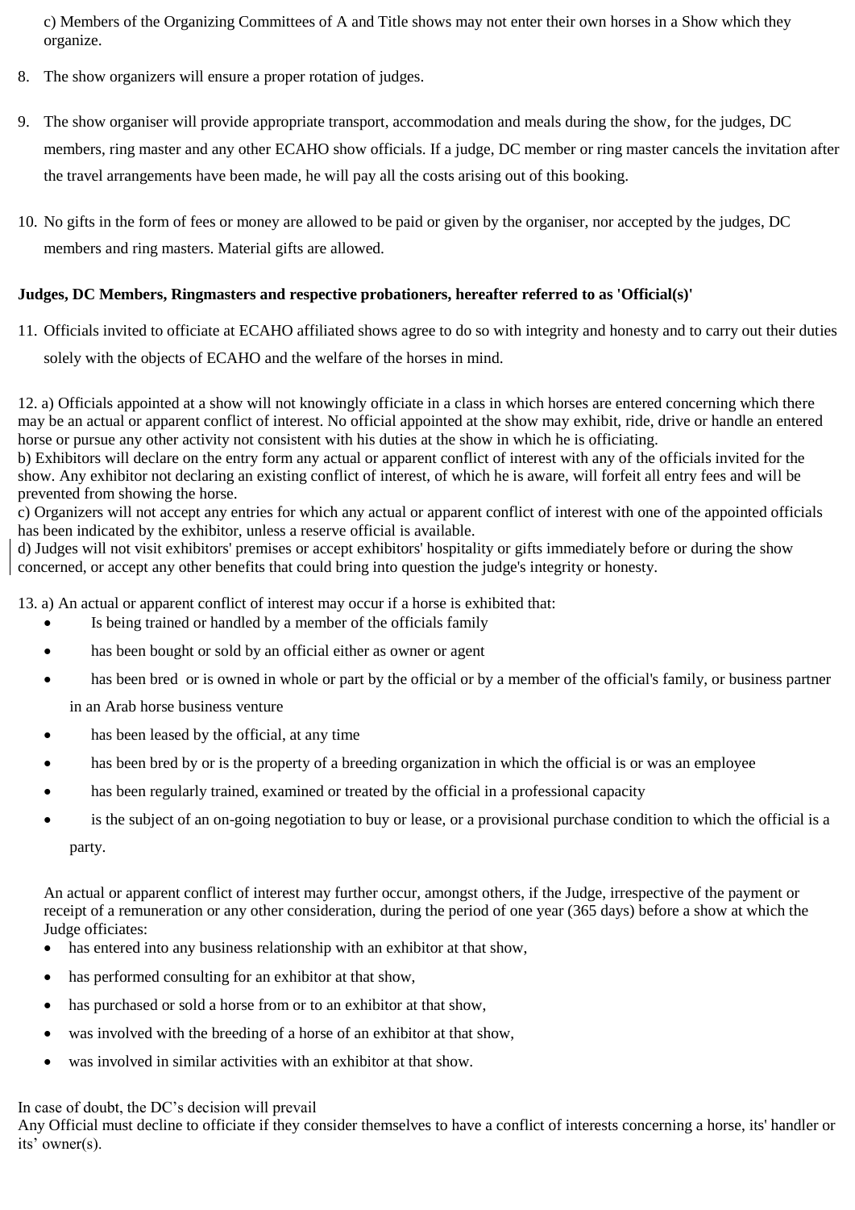c) Members of the Organizing Committees of A and Title shows may not enter their own horses in a Show which they organize.

8. The show organizers will ensure a proper rotation of judges.

9. The show organiser will provide appropriate transport, accommodation and meals during the show, for the judges, DC members, ring master and any other ECAHO show officials. If a judge, DC member or ring master cancels the invitation after the travel arrangements have been made, he will pay all the costs arising out of this booking.

10. No gifts in the form of fees or money are allowed to be paid or given by the organiser, nor accepted by the judges, DC members and ring masters. Material gifts are allowed.

**Judges, DC Members, Ringmasters and respective probationers, hereafter referred to as 'Official(s)'**

11. Officials invited to officiate at ECAHO affiliated shows agree to do so with integrity and honesty and to carry out their duties solely with the objects of ECAHO and the welfare of the horses in mind.

12. a) Officials appointed at a show will not knowingly officiate in a class in which horses are entered concerning which there may be an actual or apparent conflict of interest. No official appointed at the show may exhibit, ride, drive or handle an entered horse or pursue any other activity not consistent with his duties at the show in which he is officiating.
b) Exhibitors will declare on the entry form any actual or apparent conflict of interest with any of the officials invited for the show. Any exhibitor not declaring an existing conflict of interest, of which he is aware, will forfeit all entry fees and will be prevented from showing the horse.
c) Organizers will not accept any entries for which any actual or apparent conflict of interest with one of the appointed officials has been indicated by the exhibitor, unless a reserve official is available.
d) Judges will not visit exhibitors' premises or accept exhibitors' hospitality or gifts immediately before or during the show concerned, or accept any other benefits that could bring into question the judge's integrity or honesty.

13. a) An actual or apparent conflict of interest may occur if a horse is exhibited that:

- Is being trained or handled by a member of the officials family
- has been bought or sold by an official either as owner or agent
- has been bred or is owned in whole or part by the official or by a member of the official's family, or business partner in an Arab horse business venture
- has been leased by the official, at any time
- has been bred by or is the property of a breeding organization in which the official is or was an employee
- has been regularly trained, examined or treated by the official in a professional capacity
- is the subject of an on-going negotiation to buy or lease, or a provisional purchase condition to which the official is a party.

An actual or apparent conflict of interest may further occur, amongst others, if the Judge, irrespective of the payment or receipt of a remuneration or any other consideration, during the period of one year (365 days) before a show at which the Judge officiates:

- has entered into any business relationship with an exhibitor at that show,
- has performed consulting for an exhibitor at that show,
- has purchased or sold a horse from or to an exhibitor at that show,
- was involved with the breeding of a horse of an exhibitor at that show,
- was involved in similar activities with an exhibitor at that show.

In case of doubt, the DC's decision will prevail
Any Official must decline to officiate if they consider themselves to have a conflict of interests concerning a horse, its' handler or its' owner(s).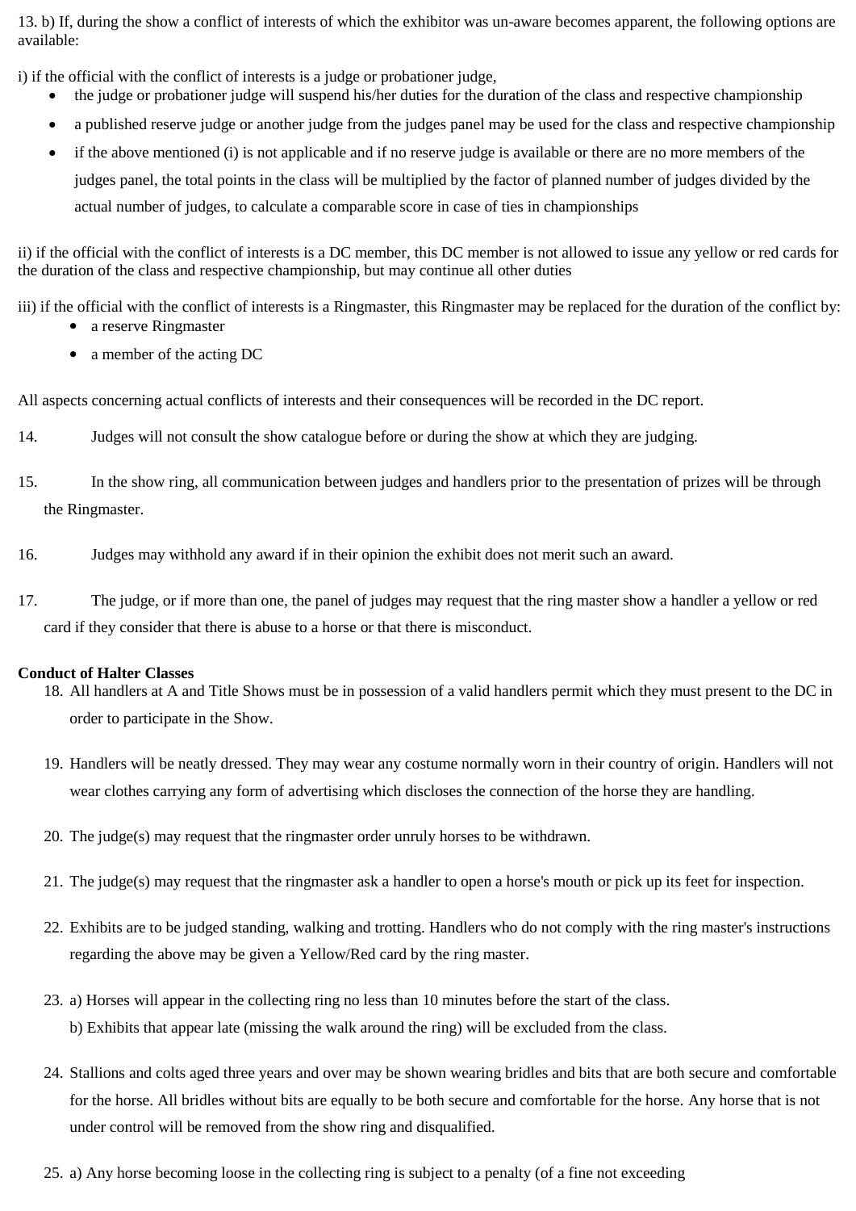13. b) If, during the show a conflict of interests of which the exhibitor was un-aware becomes apparent, the following options are available:

i) if the official with the conflict of interests is a judge or probationer judge,

- the judge or probationer judge will suspend his/her duties for the duration of the class and respective championship
- a published reserve judge or another judge from the judges panel may be used for the class and respective championship
- if the above mentioned (i) is not applicable and if no reserve judge is available or there are no more members of the judges panel, the total points in the class will be multiplied by the factor of planned number of judges divided by the actual number of judges, to calculate a comparable score in case of ties in championships

ii) if the official with the conflict of interests is a DC member, this DC member is not allowed to issue any yellow or red cards for the duration of the class and respective championship, but may continue all other duties

iii) if the official with the conflict of interests is a Ringmaster, this Ringmaster may be replaced for the duration of the conflict by:

- a reserve Ringmaster
- a member of the acting DC

All aspects concerning actual conflicts of interests and their consequences will be recorded in the DC report.

14. Judges will not consult the show catalogue before or during the show at which they are judging.

15. In the show ring, all communication between judges and handlers prior to the presentation of prizes will be through the Ringmaster.

16. Judges may withhold any award if in their opinion the exhibit does not merit such an award.

17. The judge, or if more than one, the panel of judges may request that the ring master show a handler a yellow or red card if they consider that there is abuse to a horse or that there is misconduct.

**Conduct of Halter Classes**

18. All handlers at A and Title Shows must be in possession of a valid handlers permit which they must present to the DC in order to participate in the Show.

19. Handlers will be neatly dressed. They may wear any costume normally worn in their country of origin. Handlers will not wear clothes carrying any form of advertising which discloses the connection of the horse they are handling.

20. The judge(s) may request that the ringmaster order unruly horses to be withdrawn.

21. The judge(s) may request that the ringmaster ask a handler to open a horse's mouth or pick up its feet for inspection.

22. Exhibits are to be judged standing, walking and trotting. Handlers who do not comply with the ring master's instructions regarding the above may be given a Yellow/Red card by the ring master.

23. a) Horses will appear in the collecting ring no less than 10 minutes before the start of the class.
    b) Exhibits that appear late (missing the walk around the ring) will be excluded from the class.

24. Stallions and colts aged three years and over may be shown wearing bridles and bits that are both secure and comfortable for the horse. All bridles without bits are equally to be both secure and comfortable for the horse. Any horse that is not under control will be removed from the show ring and disqualified.

25. a) Any horse becoming loose in the collecting ring is subject to a penalty (of a fine not exceeding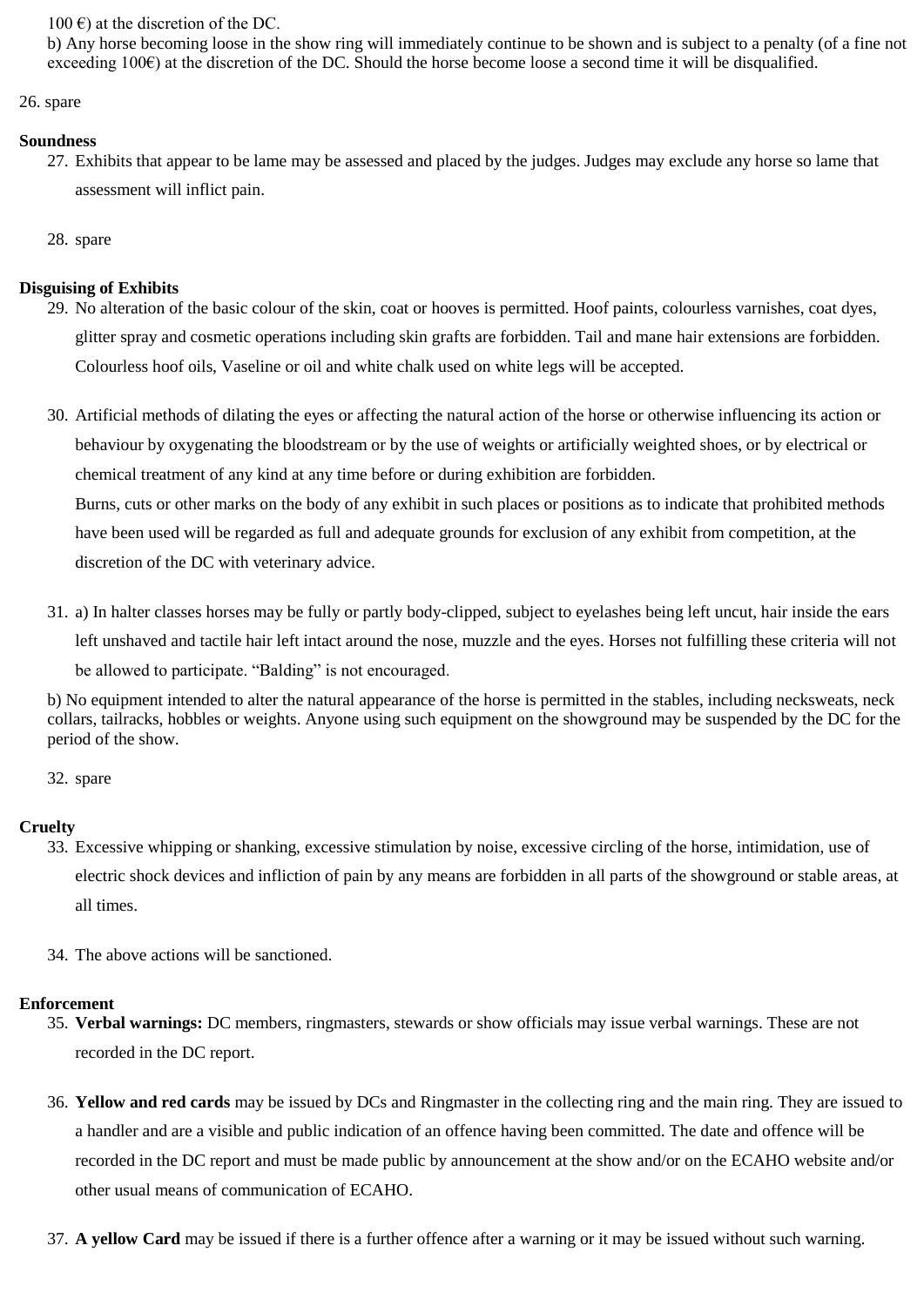100 €) at the discretion of the DC.

b) Any horse becoming loose in the show ring will immediately continue to be shown and is subject to a penalty (of a fine not exceeding 100€) at the discretion of the DC. Should the horse become loose a second time it will be disqualified.

26. spare

**Soundness**

27. Exhibits that appear to be lame may be assessed and placed by the judges. Judges may exclude any horse so lame that assessment will inflict pain.

28. spare

**Disguising of Exhibits**

29. No alteration of the basic colour of the skin, coat or hooves is permitted. Hoof paints, colourless varnishes, coat dyes, glitter spray and cosmetic operations including skin grafts are forbidden. Tail and mane hair extensions are forbidden. Colourless hoof oils, Vaseline or oil and white chalk used on white legs will be accepted.

30. Artificial methods of dilating the eyes or affecting the natural action of the horse or otherwise influencing its action or behaviour by oxygenating the bloodstream or by the use of weights or artificially weighted shoes, or by electrical or chemical treatment of any kind at any time before or during exhibition are forbidden.
    Burns, cuts or other marks on the body of any exhibit in such places or positions as to indicate that prohibited methods have been used will be regarded as full and adequate grounds for exclusion of any exhibit from competition, at the discretion of the DC with veterinary advice.

31. a) In halter classes horses may be fully or partly body-clipped, subject to eyelashes being left uncut, hair inside the ears left unshaved and tactile hair left intact around the nose, muzzle and the eyes. Horses not fulfilling these criteria will not be allowed to participate. "Balding" is not encouraged.

    b) No equipment intended to alter the natural appearance of the horse is permitted in the stables, including necksweats, neck collars, tailracks, hobbles or weights. Anyone using such equipment on the showground may be suspended by the DC for the period of the show.

32. spare

**Cruelty**

33. Excessive whipping or shanking, excessive stimulation by noise, excessive circling of the horse, intimidation, use of electric shock devices and infliction of pain by any means are forbidden in all parts of the showground or stable areas, at all times.

34. The above actions will be sanctioned.

**Enforcement**

35. **Verbal warnings:** DC members, ringmasters, stewards or show officials may issue verbal warnings. These are not recorded in the DC report.

36. **Yellow and red cards** may be issued by DCs and Ringmaster in the collecting ring and the main ring. They are issued to a handler and are a visible and public indication of an offence having been committed. The date and offence will be recorded in the DC report and must be made public by announcement at the show and/or on the ECAHO website and/or other usual means of communication of ECAHO.

37. **A yellow Card** may be issued if there is a further offence after a warning or it may be issued without such warning.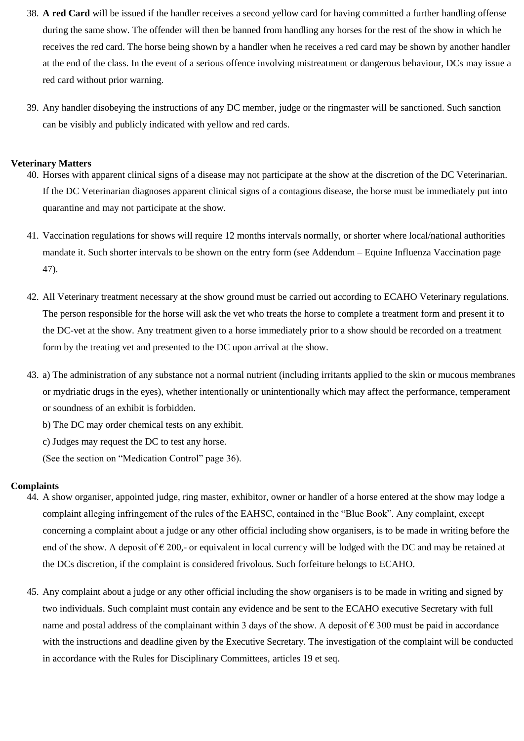38. **A red Card** will be issued if the handler receives a second yellow card for having committed a further handling offense during the same show. The offender will then be banned from handling any horses for the rest of the show in which he receives the red card. The horse being shown by a handler when he receives a red card may be shown by another handler at the end of the class. In the event of a serious offence involving mistreatment or dangerous behaviour, DCs may issue a red card without prior warning.

39. Any handler disobeying the instructions of any DC member, judge or the ringmaster will be sanctioned. Such sanction can be visibly and publicly indicated with yellow and red cards.

**Veterinary Matters**

40. Horses with apparent clinical signs of a disease may not participate at the show at the discretion of the DC Veterinarian. If the DC Veterinarian diagnoses apparent clinical signs of a contagious disease, the horse must be immediately put into quarantine and may not participate at the show.

41. Vaccination regulations for shows will require 12 months intervals normally, or shorter where local/national authorities mandate it. Such shorter intervals to be shown on the entry form (see Addendum – Equine Influenza Vaccination page 47).

42. All Veterinary treatment necessary at the show ground must be carried out according to ECAHO Veterinary regulations. The person responsible for the horse will ask the vet who treats the horse to complete a treatment form and present it to the DC-vet at the show. Any treatment given to a horse immediately prior to a show should be recorded on a treatment form by the treating vet and presented to the DC upon arrival at the show.

43. a) The administration of any substance not a normal nutrient (including irritants applied to the skin or mucous membranes or mydriatic drugs in the eyes), whether intentionally or unintentionally which may affect the performance, temperament or soundness of an exhibit is forbidden.

    b) The DC may order chemical tests on any exhibit.

    c) Judges may request the DC to test any horse.

    (See the section on "Medication Control" page 36).

**Complaints**

44. A show organiser, appointed judge, ring master, exhibitor, owner or handler of a horse entered at the show may lodge a complaint alleging infringement of the rules of the EAHSC, contained in the "Blue Book". Any complaint, except concerning a complaint about a judge or any other official including show organisers, is to be made in writing before the end of the show. A deposit of € 200,- or equivalent in local currency will be lodged with the DC and may be retained at the DCs discretion, if the complaint is considered frivolous. Such forfeiture belongs to ECAHO.

45. Any complaint about a judge or any other official including the show organisers is to be made in writing and signed by two individuals. Such complaint must contain any evidence and be sent to the ECAHO executive Secretary with full name and postal address of the complainant within 3 days of the show. A deposit of € 300 must be paid in accordance with the instructions and deadline given by the Executive Secretary. The investigation of the complaint will be conducted in accordance with the Rules for Disciplinary Committees, articles 19 et seq.